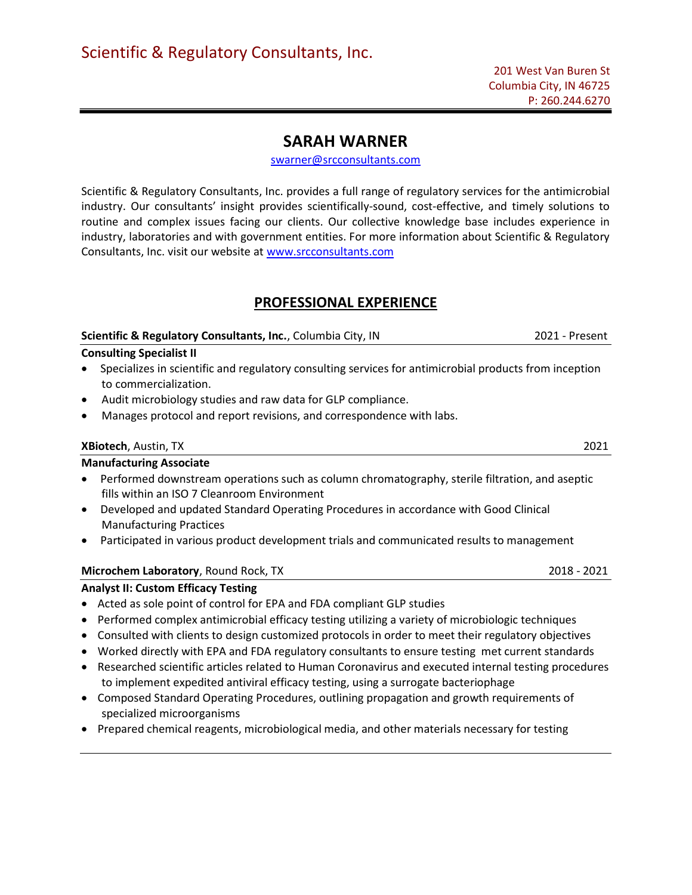Scientific & Regulatory Consultants, Inc.

201 West Van Buren St
Columbia City, IN 46725
P: 260.244.6270

# SARAH WARNER

swarner@srcconsultants.com

Scientific & Regulatory Consultants, Inc. provides a full range of regulatory services for the antimicrobial industry. Our consultants' insight provides scientifically-sound, cost-effective, and timely solutions to routine and complex issues facing our clients. Our collective knowledge base includes experience in industry, laboratories and with government entities. For more information about Scientific & Regulatory Consultants, Inc. visit our website at www.srcconsultants.com

## PROFESSIONAL EXPERIENCE

**Scientific & Regulatory Consultants, Inc.**, Columbia City, IN — 2021 - Present

**Consulting Specialist II**

- Specializes in scientific and regulatory consulting services for antimicrobial products from inception to commercialization.
- Audit microbiology studies and raw data for GLP compliance.
- Manages protocol and report revisions, and correspondence with labs.

**XBiotech**, Austin, TX — 2021

**Manufacturing Associate**

- Performed downstream operations such as column chromatography, sterile filtration, and aseptic fills within an ISO 7 Cleanroom Environment
- Developed and updated Standard Operating Procedures in accordance with Good Clinical Manufacturing Practices
- Participated in various product development trials and communicated results to management

**Microchem Laboratory**, Round Rock, TX — 2018 - 2021

**Analyst II: Custom Efficacy Testing**

- Acted as sole point of control for EPA and FDA compliant GLP studies
- Performed complex antimicrobial efficacy testing utilizing a variety of microbiologic techniques
- Consulted with clients to design customized protocols in order to meet their regulatory objectives
- Worked directly with EPA and FDA regulatory consultants to ensure testing met current standards
- Researched scientific articles related to Human Coronavirus and executed internal testing procedures to implement expedited antiviral efficacy testing, using a surrogate bacteriophage
- Composed Standard Operating Procedures, outlining propagation and growth requirements of specialized microorganisms
- Prepared chemical reagents, microbiological media, and other materials necessary for testing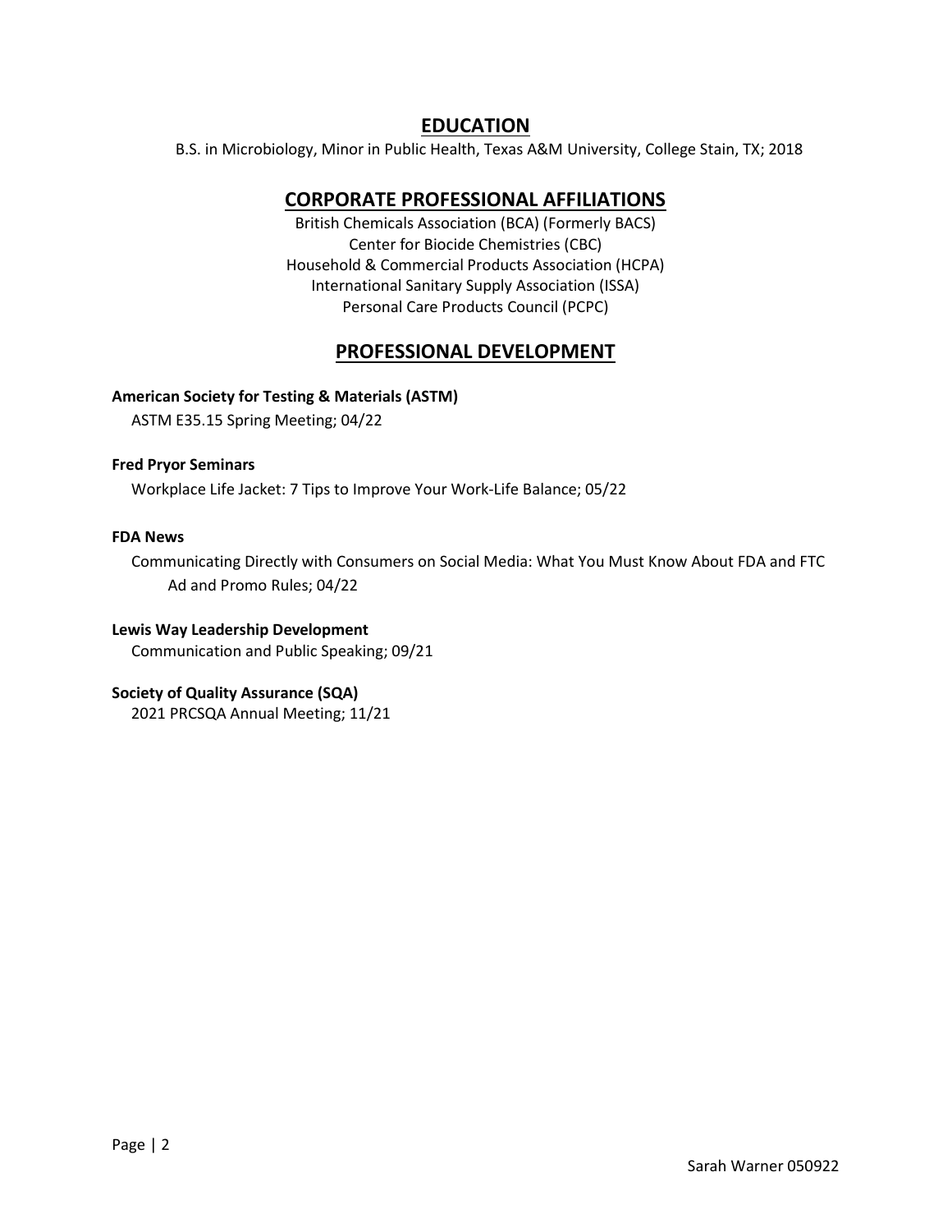## EDUCATION

B.S. in Microbiology, Minor in Public Health, Texas A&M University, College Stain, TX; 2018

## CORPORATE PROFESSIONAL AFFILIATIONS

British Chemicals Association (BCA) (Formerly BACS)
Center for Biocide Chemistries (CBC)
Household & Commercial Products Association (HCPA)
International Sanitary Supply Association (ISSA)
Personal Care Products Council (PCPC)

## PROFESSIONAL DEVELOPMENT

**American Society for Testing & Materials (ASTM)**
ASTM E35.15 Spring Meeting; 04/22

**Fred Pryor Seminars**
Workplace Life Jacket: 7 Tips to Improve Your Work-Life Balance; 05/22

**FDA News**
Communicating Directly with Consumers on Social Media: What You Must Know About FDA and FTC Ad and Promo Rules; 04/22

**Lewis Way Leadership Development**
Communication and Public Speaking; 09/21

**Society of Quality Assurance (SQA)**
2021 PRCSQA Annual Meeting; 11/21